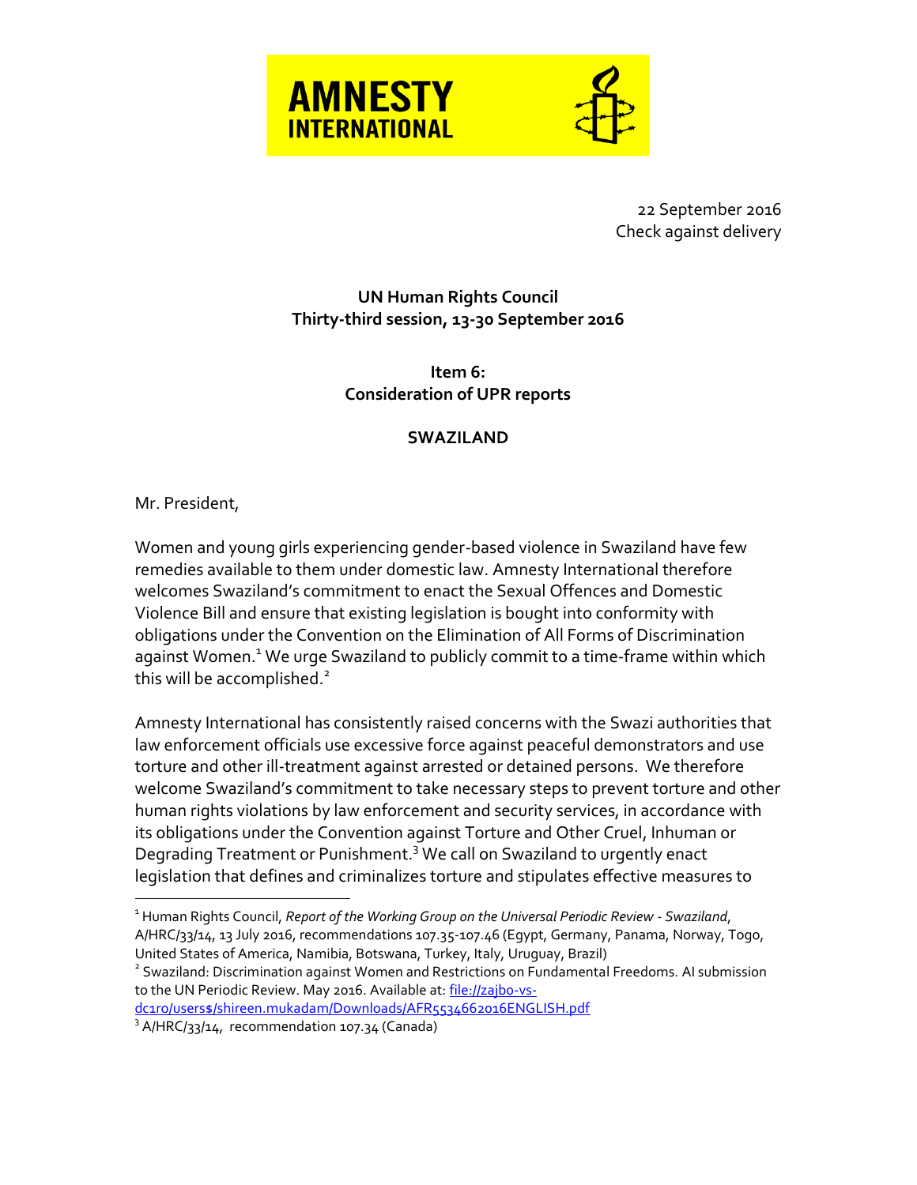**AMNESTY INTERNATIONAL**

22 September 2016
Check against delivery

**UN Human Rights Council**
**Thirty-third session, 13-30 September 2016**

**Item 6:**
**Consideration of UPR reports**

**SWAZILAND**

Mr. President,

Women and young girls experiencing gender-based violence in Swaziland have few remedies available to them under domestic law. Amnesty International therefore welcomes Swaziland's commitment to enact the Sexual Offences and Domestic Violence Bill and ensure that existing legislation is bought into conformity with obligations under the Convention on the Elimination of All Forms of Discrimination against Women.[1] We urge Swaziland to publicly commit to a time-frame within which this will be accomplished.[2]

Amnesty International has consistently raised concerns with the Swazi authorities that law enforcement officials use excessive force against peaceful demonstrators and use torture and other ill-treatment against arrested or detained persons. We therefore welcome Swaziland's commitment to take necessary steps to prevent torture and other human rights violations by law enforcement and security services, in accordance with its obligations under the Convention against Torture and Other Cruel, Inhuman or Degrading Treatment or Punishment.[3] We call on Swaziland to urgently enact legislation that defines and criminalizes torture and stipulates effective measures to

---

[1] Human Rights Council, *Report of the Working Group on the Universal Periodic Review - Swaziland*, A/HRC/33/14, 13 July 2016, recommendations 107.35-107.46 (Egypt, Germany, Panama, Norway, Togo, United States of America, Namibia, Botswana, Turkey, Italy, Uruguay, Brazil)

[2] Swaziland: Discrimination against Women and Restrictions on Fundamental Freedoms. AI submission to the UN Periodic Review. May 2016. Available at: file://zajbo-vs-dc1ro/users$/shireen.mukadam/Downloads/AFR5534662016ENGLISH.pdf

[3] A/HRC/33/14, recommendation 107.34 (Canada)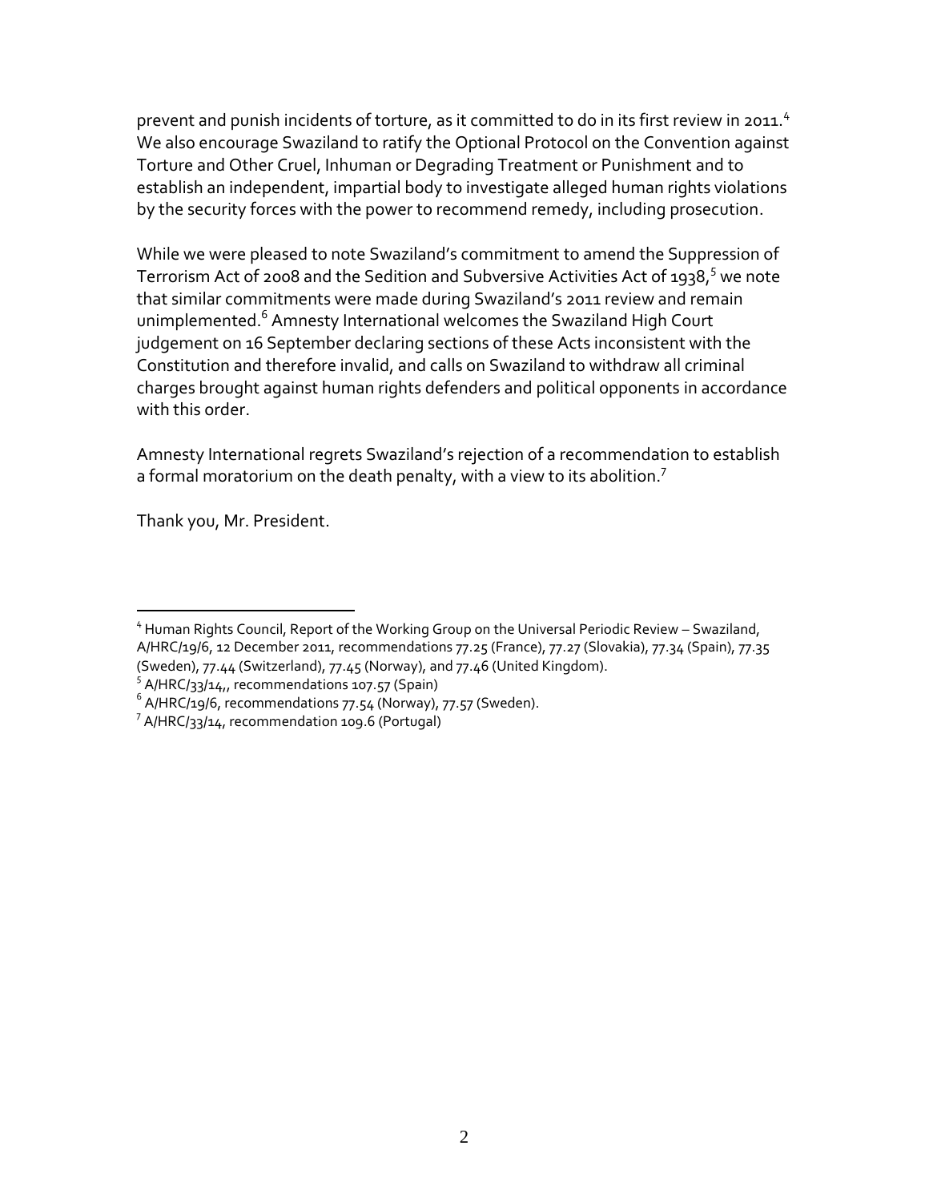prevent and punish incidents of torture, as it committed to do in its first review in 2011.[4] We also encourage Swaziland to ratify the Optional Protocol on the Convention against Torture and Other Cruel, Inhuman or Degrading Treatment or Punishment and to establish an independent, impartial body to investigate alleged human rights violations by the security forces with the power to recommend remedy, including prosecution.

While we were pleased to note Swaziland's commitment to amend the Suppression of Terrorism Act of 2008 and the Sedition and Subversive Activities Act of 1938,[5] we note that similar commitments were made during Swaziland's 2011 review and remain unimplemented.[6] Amnesty International welcomes the Swaziland High Court judgement on 16 September declaring sections of these Acts inconsistent with the Constitution and therefore invalid, and calls on Swaziland to withdraw all criminal charges brought against human rights defenders and political opponents in accordance with this order.

Amnesty International regrets Swaziland's rejection of a recommendation to establish a formal moratorium on the death penalty, with a view to its abolition.[7]

Thank you, Mr. President.

---

[4] Human Rights Council, Report of the Working Group on the Universal Periodic Review – Swaziland, A/HRC/19/6, 12 December 2011, recommendations 77.25 (France), 77.27 (Slovakia), 77.34 (Spain), 77.35 (Sweden), 77.44 (Switzerland), 77.45 (Norway), and 77.46 (United Kingdom).

[5] A/HRC/33/14,, recommendations 107.57 (Spain)

[6] A/HRC/19/6, recommendations 77.54 (Norway), 77.57 (Sweden).

[7] A/HRC/33/14, recommendation 109.6 (Portugal)